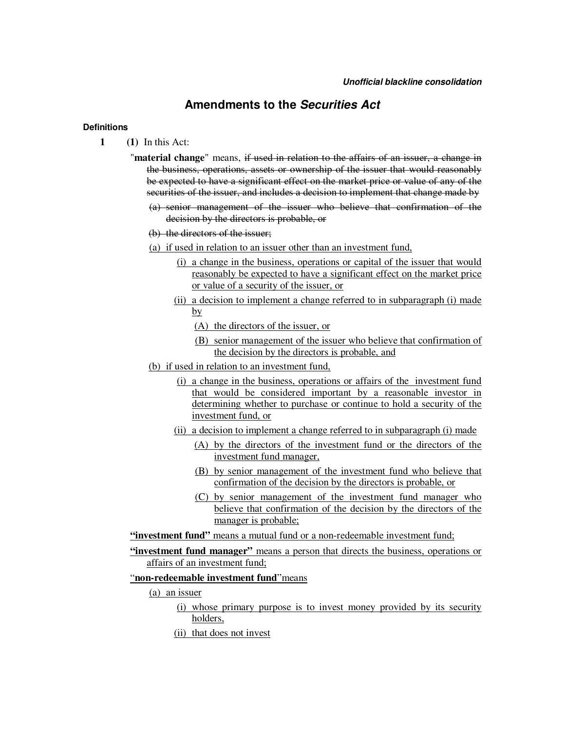*Unofficial blackline consolidation*

# Amendments to the *Securities Act*

### Definitions

**1** **(1)** In this Act:

"**material change**" means, ~~if used in relation to the affairs of an issuer, a change in the business, operations, assets or ownership of the issuer that would reasonably be expected to have a significant effect on the market price or value of any of the securities of the issuer, and includes a decision to implement that change made by~~

~~(a) senior management of the issuer who believe that confirmation of the decision by the directors is probable, or~~

~~(b) the directors of the issuer;~~

<u>(a) if used in relation to an issuer other than an investment fund,</u>

<u>(i) a change in the business, operations or capital of the issuer that would reasonably be expected to have a significant effect on the market price or value of a security of the issuer, or</u>

<u>(ii) a decision to implement a change referred to in subparagraph (i) made by</u>

<u>(A) the directors of the issuer, or</u>

<u>(B) senior management of the issuer who believe that confirmation of the decision by the directors is probable, and</u>

<u>(b) if used in relation to an investment fund,</u>

<u>(i) a change in the business, operations or affairs of the investment fund that would be considered important by a reasonable investor in determining whether to purchase or continue to hold a security of the investment fund, or</u>

<u>(ii) a decision to implement a change referred to in subparagraph (i) made</u>

<u>(A) by the directors of the investment fund or the directors of the investment fund manager,</u>

<u>(B) by senior management of the investment fund who believe that confirmation of the decision by the directors is probable, or</u>

<u>(C) by senior management of the investment fund manager who believe that confirmation of the decision by the directors of the manager is probable;</u>

<u>**"investment fund"** means a mutual fund or a non-redeemable investment fund;</u>

<u>**"investment fund manager"** means a person that directs the business, operations or affairs of an investment fund;</u>

<u>"**non-redeemable investment fund**"means</u>

<u>(a) an issuer</u>

<u>(i) whose primary purpose is to invest money provided by its security holders,</u>

<u>(ii) that does not invest</u>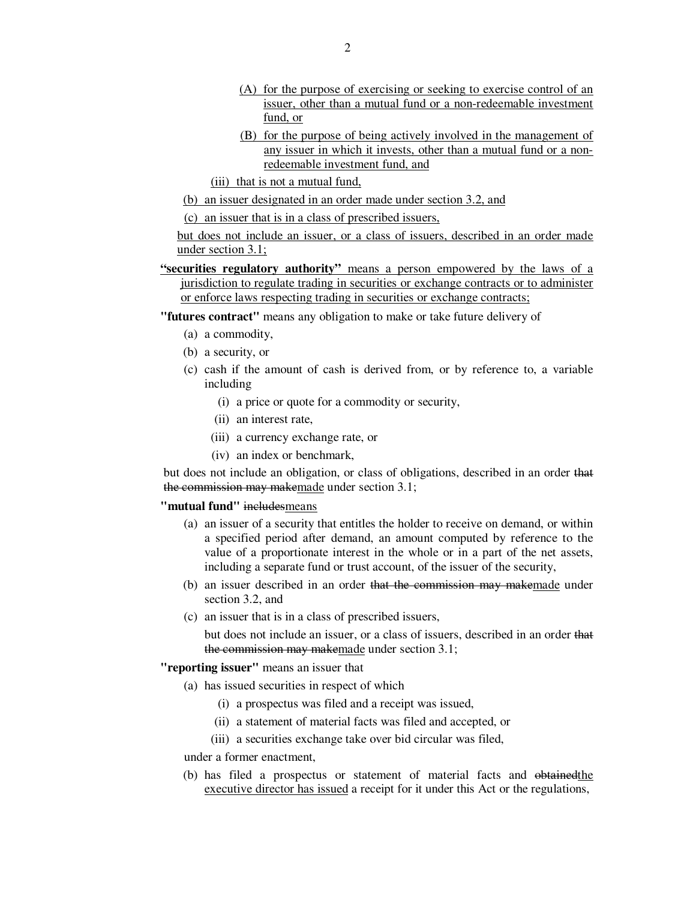(A) for the purpose of exercising or seeking to exercise control of an issuer, other than a mutual fund or a non-redeemable investment fund, or

(B) for the purpose of being actively involved in the management of any issuer in which it invests, other than a mutual fund or a non-redeemable investment fund, and

(iii) that is not a mutual fund,

(b) an issuer designated in an order made under section 3.2, and

(c) an issuer that is in a class of prescribed issuers,

but does not include an issuer, or a class of issuers, described in an order made under section 3.1;

**"securities regulatory authority"** means a person empowered by the laws of a jurisdiction to regulate trading in securities or exchange contracts or to administer or enforce laws respecting trading in securities or exchange contracts;

**"futures contract"** means any obligation to make or take future delivery of

(a) a commodity,

(b) a security, or

(c) cash if the amount of cash is derived from, or by reference to, a variable including

(i) a price or quote for a commodity or security,

(ii) an interest rate,

(iii) a currency exchange rate, or

(iv) an index or benchmark,

but does not include an obligation, or class of obligations, described in an order ~~that the commission may make~~made under section 3.1;

**"mutual fund"** ~~includes~~means

(a) an issuer of a security that entitles the holder to receive on demand, or within a specified period after demand, an amount computed by reference to the value of a proportionate interest in the whole or in a part of the net assets, including a separate fund or trust account, of the issuer of the security,

(b) an issuer described in an order ~~that the commission may make~~made under section 3.2, and

(c) an issuer that is in a class of prescribed issuers,

but does not include an issuer, or a class of issuers, described in an order ~~that the commission may make~~made under section 3.1;

**"reporting issuer"** means an issuer that

(a) has issued securities in respect of which

(i) a prospectus was filed and a receipt was issued,

(ii) a statement of material facts was filed and accepted, or

(iii) a securities exchange take over bid circular was filed,

under a former enactment,

(b) has filed a prospectus or statement of material facts and ~~obtained~~the executive director has issued a receipt for it under this Act or the regulations,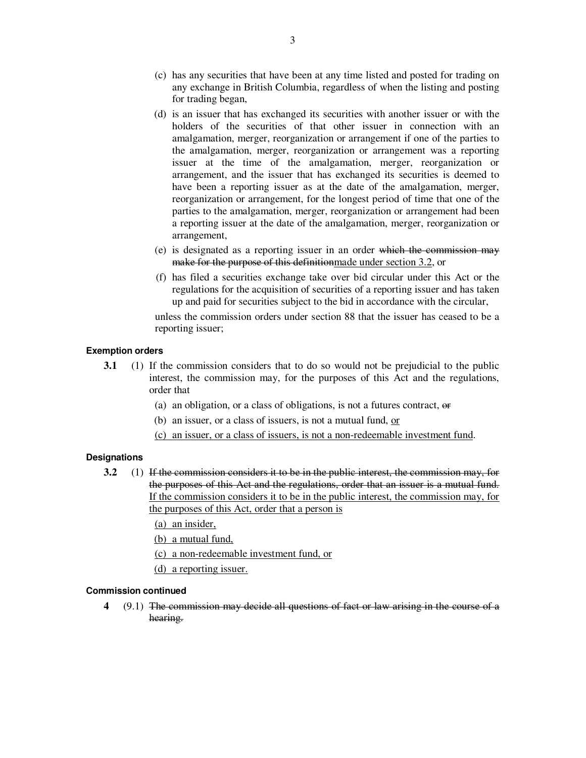(c) has any securities that have been at any time listed and posted for trading on any exchange in British Columbia, regardless of when the listing and posting for trading began,

(d) is an issuer that has exchanged its securities with another issuer or with the holders of the securities of that other issuer in connection with an amalgamation, merger, reorganization or arrangement if one of the parties to the amalgamation, merger, reorganization or arrangement was a reporting issuer at the time of the amalgamation, merger, reorganization or arrangement, and the issuer that has exchanged its securities is deemed to have been a reporting issuer as at the date of the amalgamation, merger, reorganization or arrangement, for the longest period of time that one of the parties to the amalgamation, merger, reorganization or arrangement had been a reporting issuer at the date of the amalgamation, merger, reorganization or arrangement,

(e) is designated as a reporting issuer in an order ~~which the commission may make for the purpose of this definition~~<u>made under section 3.2</u>, or

(f) has filed a securities exchange take over bid circular under this Act or the regulations for the acquisition of securities of a reporting issuer and has taken up and paid for securities subject to the bid in accordance with the circular,

unless the commission orders under section 88 that the issuer has ceased to be a reporting issuer;

#### Exemption orders

**3.1** (1) If the commission considers that to do so would not be prejudicial to the public interest, the commission may, for the purposes of this Act and the regulations, order that

(a) an obligation, or a class of obligations, is not a futures contract, ~~or~~

(b) an issuer, or a class of issuers, is not a mutual fund, <u>or</u>

<u>(c) an issuer, or a class of issuers, is not a non-redeemable investment fund</u>.

#### Designations

**3.2** (1) ~~If the commission considers it to be in the public interest, the commission may, for the purposes of this Act and the regulations, order that an issuer is a mutual fund.~~ <u>If the commission considers it to be in the public interest, the commission may, for the purposes of this Act, order that a person is</u>

<u>(a) an insider,</u>

<u>(b) a mutual fund,</u>

<u>(c) a non-redeemable investment fund, or</u>

<u>(d) a reporting issuer.</u>

#### Commission continued

**4** (9.1) ~~The commission may decide all questions of fact or law arising in the course of a hearing.~~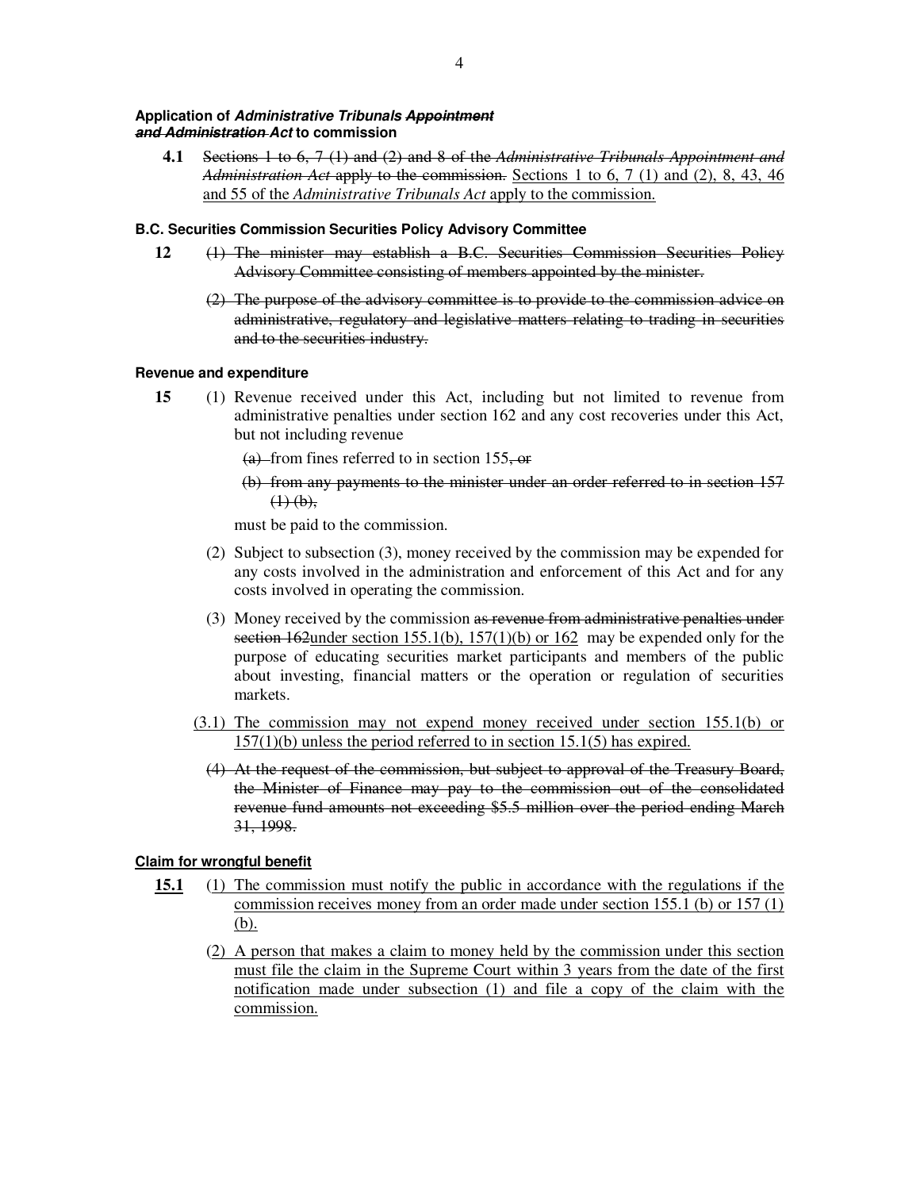**Application of *Administrative Tribunals ~~Appointment and Administration~~ Act* to commission**

**4.1** ~~Sections 1 to 6, 7 (1) and (2) and 8 of the *Administrative Tribunals Appointment and Administration Act* apply to the commission.~~ <u>Sections 1 to 6, 7 (1) and (2), 8, 43, 46 and 55 of the *Administrative Tribunals Act* apply to the commission.</u>

**B.C. Securities Commission Securities Policy Advisory Committee**

**12** ~~(1) The minister may establish a B.C. Securities Commission Securities Policy Advisory Committee consisting of members appointed by the minister.~~

~~(2) The purpose of the advisory committee is to provide to the commission advice on administrative, regulatory and legislative matters relating to trading in securities and to the securities industry.~~

**Revenue and expenditure**

**15** (1) Revenue received under this Act, including but not limited to revenue from administrative penalties under section 162 and any cost recoveries under this Act, but not including revenue

~~(a)~~ from fines referred to in section 155~~, or~~

~~(b) from any payments to the minister under an order referred to in section 157 (1) (b),~~

must be paid to the commission.

(2) Subject to subsection (3), money received by the commission may be expended for any costs involved in the administration and enforcement of this Act and for any costs involved in operating the commission.

(3) Money received by the commission ~~as revenue from administrative penalties under section 162~~<u>under section 155.1(b), 157(1)(b) or 162</u> may be expended only for the purpose of educating securities market participants and members of the public about investing, financial matters or the operation or regulation of securities markets.

<u>(3.1) The commission may not expend money received under section 155.1(b) or 157(1)(b) unless the period referred to in section 15.1(5) has expired.</u>

~~(4) At the request of the commission, but subject to approval of the Treasury Board, the Minister of Finance may pay to the commission out of the consolidated revenue fund amounts not exceeding \$5.5 million over the period ending March 31, 1998.~~

<u>**Claim for wrongful benefit**</u>

<u>**15.1**</u> <u>(1) The commission must notify the public in accordance with the regulations if the commission receives money from an order made under section 155.1 (b) or 157 (1) (b).</u>

<u>(2) A person that makes a claim to money held by the commission under this section must file the claim in the Supreme Court within 3 years from the date of the first notification made under subsection (1) and file a copy of the claim with the commission.</u>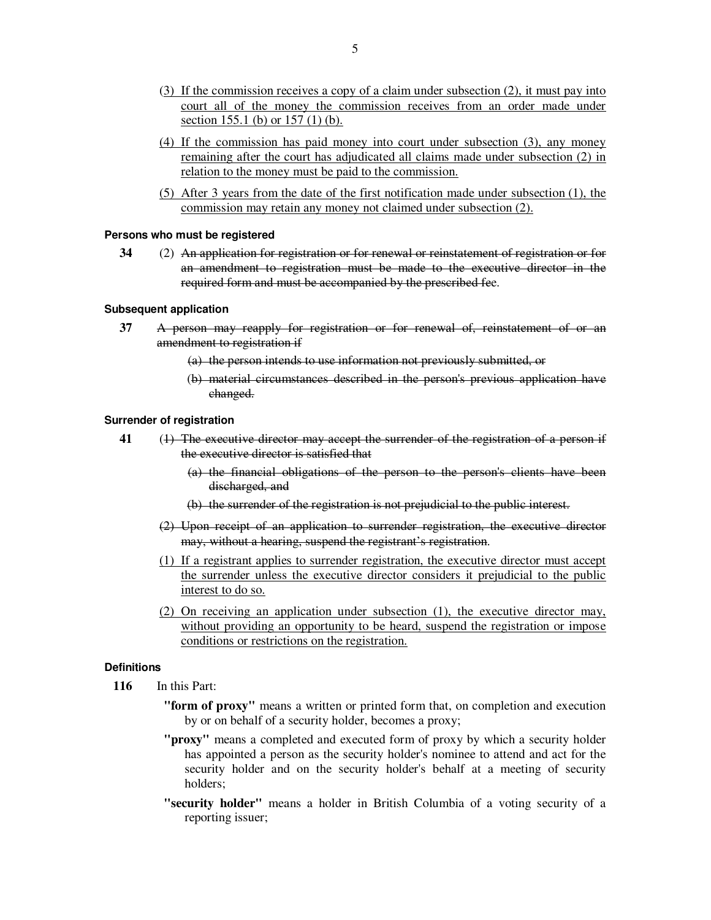(3) If the commission receives a copy of a claim under subsection (2), it must pay into court all of the money the commission receives from an order made under section 155.1 (b) or 157 (1) (b).

(4) If the commission has paid money into court under subsection (3), any money remaining after the court has adjudicated all claims made under subsection (2) in relation to the money must be paid to the commission.

(5) After 3 years from the date of the first notification made under subsection (1), the commission may retain any money not claimed under subsection (2).

#### Persons who must be registered

**34** (2) ~~An application for registration or for renewal or reinstatement of registration or for an amendment to registration must be made to the executive director in the required form and must be accompanied by the prescribed fee~~.

#### Subsequent application

**37** ~~A person may reapply for registration or for renewal of, reinstatement of or an amendment to registration if~~

~~(a) the person intends to use information not previously submitted, or~~

~~(b) material circumstances described in the person's previous application have changed.~~

#### Surrender of registration

**41** ~~(1) The executive director may accept the surrender of the registration of a person if the executive director is satisfied that~~

~~(a) the financial obligations of the person to the person's clients have been discharged, and~~

~~(b) the surrender of the registration is not prejudicial to the public interest.~~

~~(2) Upon receipt of an application to surrender registration, the executive director may, without a hearing, suspend the registrant's registration.~~

(1) If a registrant applies to surrender registration, the executive director must accept the surrender unless the executive director considers it prejudicial to the public interest to do so.

(2) On receiving an application under subsection (1), the executive director may, without providing an opportunity to be heard, suspend the registration or impose conditions or restrictions on the registration.

#### Definitions

**116** In this Part:

**"form of proxy"** means a written or printed form that, on completion and execution by or on behalf of a security holder, becomes a proxy;

**"proxy"** means a completed and executed form of proxy by which a security holder has appointed a person as the security holder's nominee to attend and act for the security holder and on the security holder's behalf at a meeting of security holders;

**"security holder"** means a holder in British Columbia of a voting security of a reporting issuer;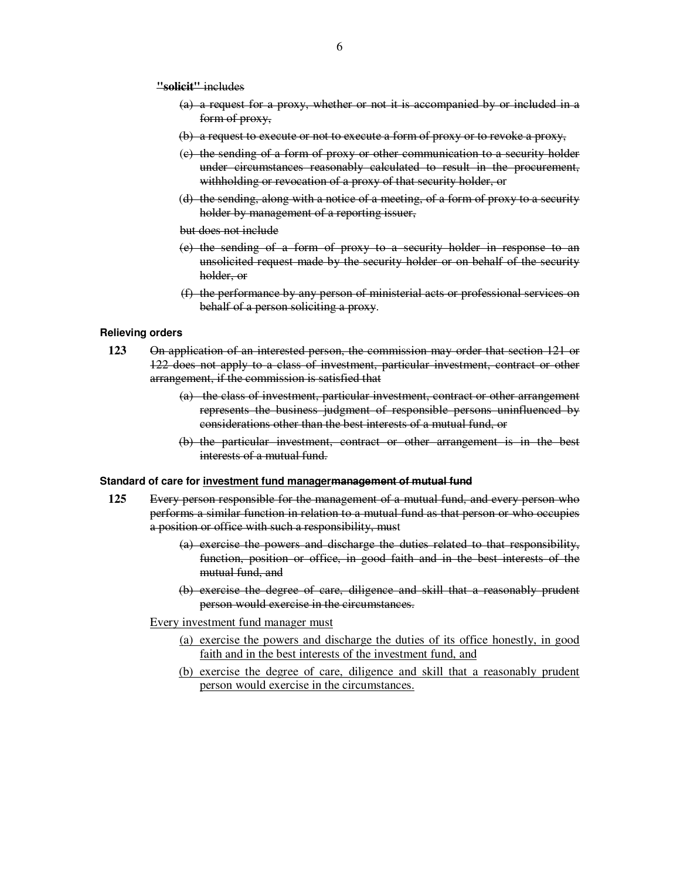~~**"solicit"** includes~~

~~(a) a request for a proxy, whether or not it is accompanied by or included in a form of proxy,~~

~~(b) a request to execute or not to execute a form of proxy or to revoke a proxy,~~

~~(c) the sending of a form of proxy or other communication to a security holder under circumstances reasonably calculated to result in the procurement, withholding or revocation of a proxy of that security holder, or~~

~~(d) the sending, along with a notice of a meeting, of a form of proxy to a security holder by management of a reporting issuer,~~

~~but does not include~~

~~(e) the sending of a form of proxy to a security holder in response to an unsolicited request made by the security holder or on behalf of the security holder, or~~

~~(f) the performance by any person of ministerial acts or professional services on behalf of a person soliciting a proxy~~.

#### Relieving orders

**123** ~~On application of an interested person, the commission may order that section 121 or 122 does not apply to a class of investment, particular investment, contract or other arrangement, if the commission is satisfied that~~

~~(a) the class of investment, particular investment, contract or other arrangement represents the business judgment of responsible persons uninfluenced by considerations other than the best interests of a mutual fund, or~~

~~(b) the particular investment, contract or other arrangement is in the best interests of a mutual fund.~~

#### Standard of care for <u>investment fund manager</u>~~management of mutual fund~~

**125** ~~Every person responsible for the management of a mutual fund, and every person who performs a similar function in relation to a mutual fund as that person or who occupies a position or office with such a responsibility, must~~

~~(a) exercise the powers and discharge the duties related to that responsibility, function, position or office, in good faith and in the best interests of the mutual fund, and~~

~~(b) exercise the degree of care, diligence and skill that a reasonably prudent person would exercise in the circumstances.~~

<u>Every investment fund manager must</u>

<u>(a) exercise the powers and discharge the duties of its office honestly, in good faith and in the best interests of the investment fund, and</u>

<u>(b) exercise the degree of care, diligence and skill that a reasonably prudent person would exercise in the circumstances.</u>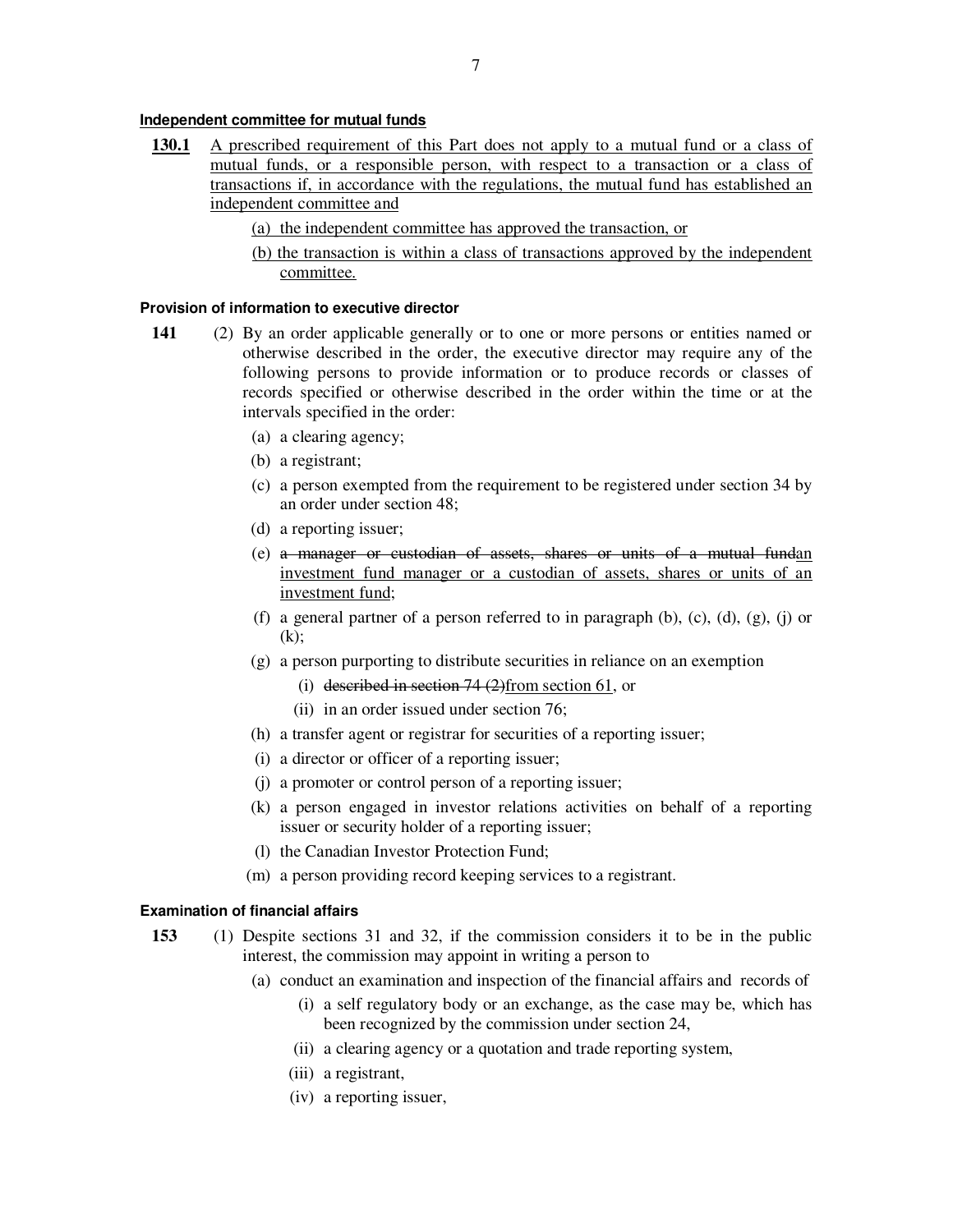**Independent committee for mutual funds**

**130.1** A prescribed requirement of this Part does not apply to a mutual fund or a class of mutual funds, or a responsible person, with respect to a transaction or a class of transactions if, in accordance with the regulations, the mutual fund has established an independent committee and

(a) the independent committee has approved the transaction, or

(b) the transaction is within a class of transactions approved by the independent committee.

**Provision of information to executive director**

**141** (2) By an order applicable generally or to one or more persons or entities named or otherwise described in the order, the executive director may require any of the following persons to provide information or to produce records or classes of records specified or otherwise described in the order within the time or at the intervals specified in the order:

(a) a clearing agency;

(b) a registrant;

(c) a person exempted from the requirement to be registered under section 34 by an order under section 48;

(d) a reporting issuer;

(e) ~~a manager or custodian of assets, shares or units of a mutual fund~~an investment fund manager or a custodian of assets, shares or units of an investment fund;

(f) a general partner of a person referred to in paragraph (b), (c), (d), (g), (j) or (k);

(g) a person purporting to distribute securities in reliance on an exemption

(i) ~~described in section 74 (2)~~from section 61, or

(ii) in an order issued under section 76;

(h) a transfer agent or registrar for securities of a reporting issuer;

(i) a director or officer of a reporting issuer;

(j) a promoter or control person of a reporting issuer;

(k) a person engaged in investor relations activities on behalf of a reporting issuer or security holder of a reporting issuer;

(l) the Canadian Investor Protection Fund;

(m) a person providing record keeping services to a registrant.

**Examination of financial affairs**

**153** (1) Despite sections 31 and 32, if the commission considers it to be in the public interest, the commission may appoint in writing a person to

(a) conduct an examination and inspection of the financial affairs and records of

(i) a self regulatory body or an exchange, as the case may be, which has been recognized by the commission under section 24,

(ii) a clearing agency or a quotation and trade reporting system,

(iii) a registrant,

(iv) a reporting issuer,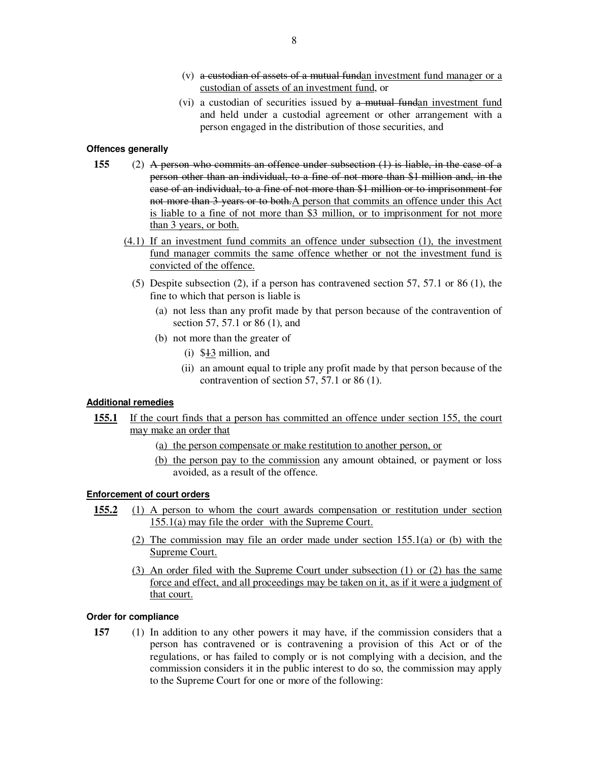(v) ~~a custodian of assets of a mutual fund~~<u>an investment fund manager or a custodian of assets of an investment fund</u>, or

(vi) a custodian of securities issued by ~~a mutual fund~~<u>an investment fund</u> and held under a custodial agreement or other arrangement with a person engaged in the distribution of those securities, and

#### Offences generally

**155** (2) ~~A person who commits an offence under subsection (1) is liable, in the case of a person other than an individual, to a fine of not more than $1 million and, in the case of an individual, to a fine of not more than $1 million or to imprisonment for not more than 3 years or to both.~~<u>A person that commits an offence under this Act is liable to a fine of not more than $3 million, or to imprisonment for not more than 3 years, or both.</u>

<u>(4.1) If an investment fund commits an offence under subsection (1), the investment fund manager commits the same offence whether or not the investment fund is convicted of the offence.</u>

(5) Despite subsection (2), if a person has contravened section 57, 57.1 or 86 (1), the fine to which that person is liable is

(a) not less than any profit made by that person because of the contravention of section 57, 57.1 or 86 (1), and

(b) not more than the greater of

(i) $~~1~~<u>3</u> million, and

(ii) an amount equal to triple any profit made by that person because of the contravention of section 57, 57.1 or 86 (1).

#### <u>Additional remedies</u>

<u>**155.1** If the court finds that a person has committed an offence under section 155, the court may make an order that</u>

<u>(a) the person compensate or make restitution to another person, or</u>

<u>(b) the person pay to the commission</u> any amount obtained, or payment or loss avoided, as a result of the offence.

#### <u>Enforcement of court orders</u>

<u>**155.2** (1) A person to whom the court awards compensation or restitution under section 155.1(a) may file the order with the Supreme Court.</u>

<u>(2) The commission may file an order made under section 155.1(a) or (b) with the Supreme Court.</u>

<u>(3) An order filed with the Supreme Court under subsection (1) or (2) has the same force and effect, and all proceedings may be taken on it, as if it were a judgment of that court.</u>

#### Order for compliance

**157** (1) In addition to any other powers it may have, if the commission considers that a person has contravened or is contravening a provision of this Act or of the regulations, or has failed to comply or is not complying with a decision, and the commission considers it in the public interest to do so, the commission may apply to the Supreme Court for one or more of the following: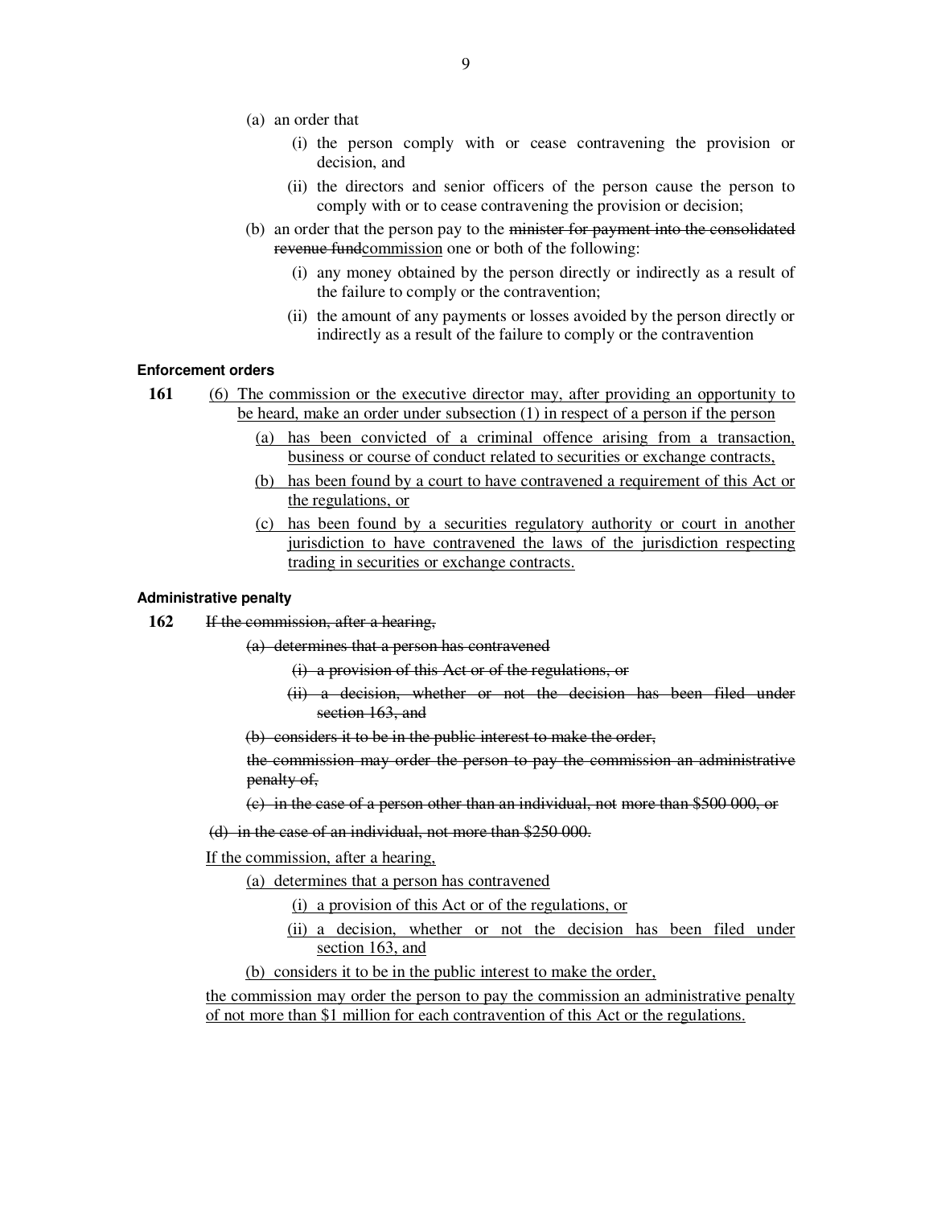(a) an order that

(i) the person comply with or cease contravening the provision or decision, and

(ii) the directors and senior officers of the person cause the person to comply with or to cease contravening the provision or decision;

(b) an order that the person pay to the ~~minister for payment into the consolidated revenue fund~~<u>commission</u> one or both of the following:

(i) any money obtained by the person directly or indirectly as a result of the failure to comply or the contravention;

(ii) the amount of any payments or losses avoided by the person directly or indirectly as a result of the failure to comply or the contravention

**Enforcement orders**

**161** <u>(6) The commission or the executive director may, after providing an opportunity to be heard, make an order under subsection (1) in respect of a person if the person</u>

<u>(a) has been convicted of a criminal offence arising from a transaction, business or course of conduct related to securities or exchange contracts,</u>

<u>(b) has been found by a court to have contravened a requirement of this Act or the regulations, or</u>

<u>(c) has been found by a securities regulatory authority or court in another jurisdiction to have contravened the laws of the jurisdiction respecting trading in securities or exchange contracts.</u>

**Administrative penalty**

**162** ~~If the commission, after a hearing,~~

~~(a) determines that a person has contravened~~

~~(i) a provision of this Act or of the regulations, or~~

~~(ii) a decision, whether or not the decision has been filed under section 163, and~~

~~(b) considers it to be in the public interest to make the order,~~

~~the commission may order the person to pay the commission an administrative penalty of,~~

~~(c) in the case of a person other than an individual, not more than \$500 000, or~~

~~(d) in the case of an individual, not more than \$250 000.~~

<u>If the commission, after a hearing,</u>

<u>(a) determines that a person has contravened</u>

<u>(i) a provision of this Act or of the regulations, or</u>

<u>(ii) a decision, whether or not the decision has been filed under section 163, and</u>

<u>(b) considers it to be in the public interest to make the order,</u>

<u>the commission may order the person to pay the commission an administrative penalty of not more than \$1 million for each contravention of this Act or the regulations.</u>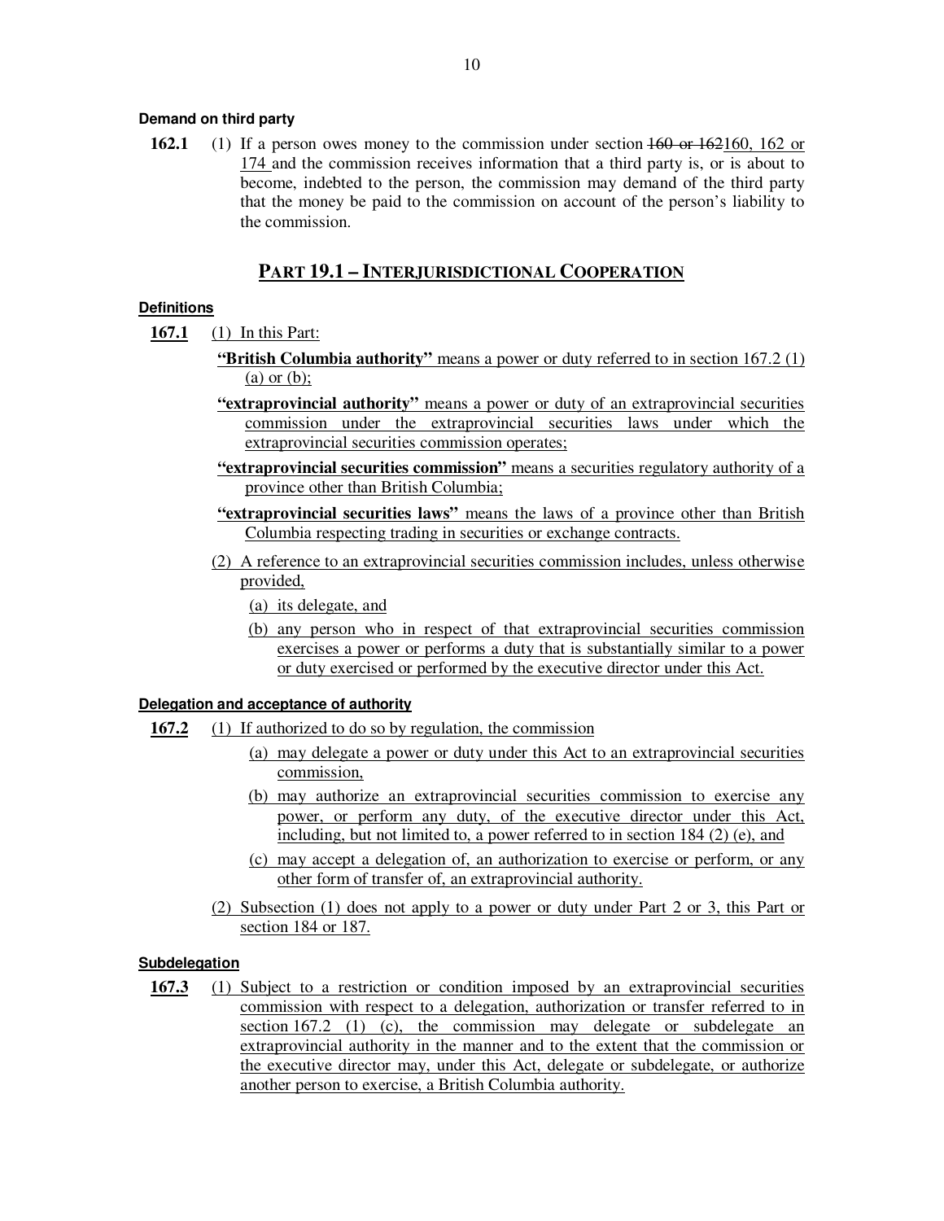**Demand on third party**

**162.1** (1) If a person owes money to the commission under section ~~160 or 162~~160, 162 or 174 and the commission receives information that a third party is, or is about to become, indebted to the person, the commission may demand of the third party that the money be paid to the commission on account of the person's liability to the commission.

## PART 19.1 – INTERJURISDICTIONAL COOPERATION

**Definitions**

**167.1** (1) In this Part:

**"British Columbia authority"** means a power or duty referred to in section 167.2 (1) (a) or (b);

**"extraprovincial authority"** means a power or duty of an extraprovincial securities commission under the extraprovincial securities laws under which the extraprovincial securities commission operates;

**"extraprovincial securities commission"** means a securities regulatory authority of a province other than British Columbia;

**"extraprovincial securities laws"** means the laws of a province other than British Columbia respecting trading in securities or exchange contracts.

(2) A reference to an extraprovincial securities commission includes, unless otherwise provided,

(a) its delegate, and

(b) any person who in respect of that extraprovincial securities commission exercises a power or performs a duty that is substantially similar to a power or duty exercised or performed by the executive director under this Act.

**Delegation and acceptance of authority**

**167.2** (1) If authorized to do so by regulation, the commission

(a) may delegate a power or duty under this Act to an extraprovincial securities commission,

(b) may authorize an extraprovincial securities commission to exercise any power, or perform any duty, of the executive director under this Act, including, but not limited to, a power referred to in section 184 (2) (e), and

(c) may accept a delegation of, an authorization to exercise or perform, or any other form of transfer of, an extraprovincial authority.

(2) Subsection (1) does not apply to a power or duty under Part 2 or 3, this Part or section 184 or 187.

**Subdelegation**

**167.3** (1) Subject to a restriction or condition imposed by an extraprovincial securities commission with respect to a delegation, authorization or transfer referred to in section 167.2 (1) (c), the commission may delegate or subdelegate an extraprovincial authority in the manner and to the extent that the commission or the executive director may, under this Act, delegate or subdelegate, or authorize another person to exercise, a British Columbia authority.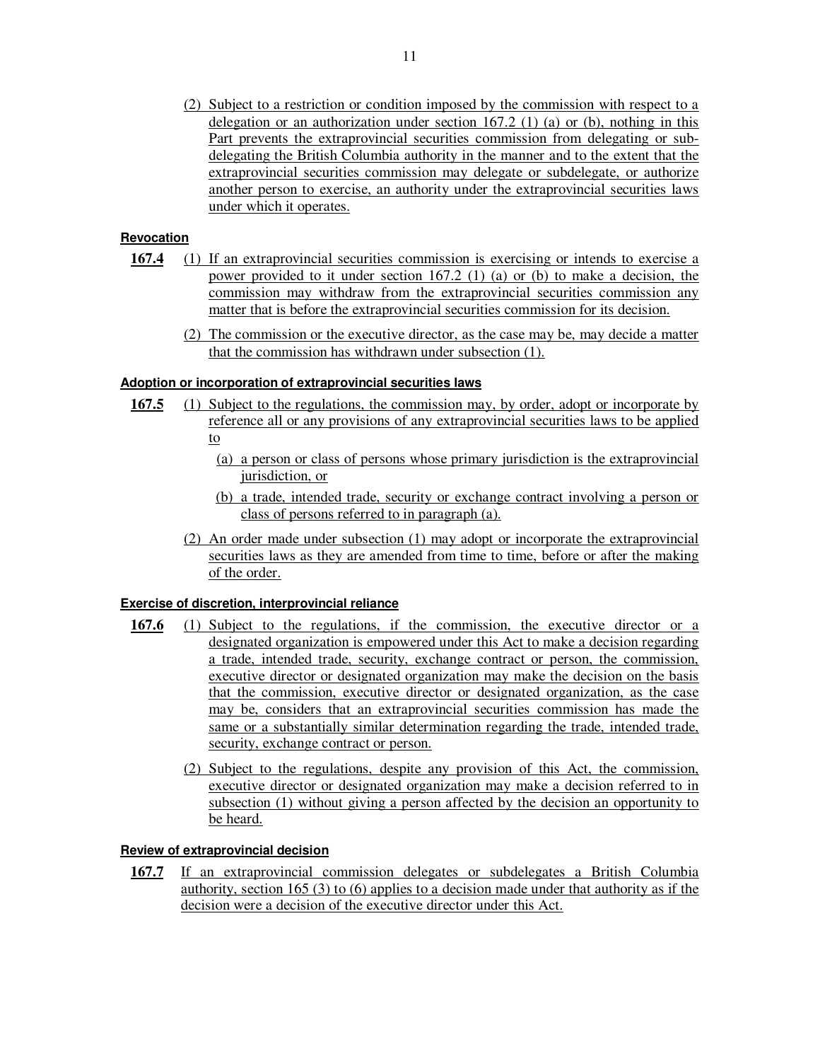(2) Subject to a restriction or condition imposed by the commission with respect to a delegation or an authorization under section 167.2 (1) (a) or (b), nothing in this Part prevents the extraprovincial securities commission from delegating or subdelegating the British Columbia authority in the manner and to the extent that the extraprovincial securities commission may delegate or subdelegate, or authorize another person to exercise, an authority under the extraprovincial securities laws under which it operates.

**Revocation**

**167.4** (1) If an extraprovincial securities commission is exercising or intends to exercise a power provided to it under section 167.2 (1) (a) or (b) to make a decision, the commission may withdraw from the extraprovincial securities commission any matter that is before the extraprovincial securities commission for its decision.

(2) The commission or the executive director, as the case may be, may decide a matter that the commission has withdrawn under subsection (1).

**Adoption or incorporation of extraprovincial securities laws**

**167.5** (1) Subject to the regulations, the commission may, by order, adopt or incorporate by reference all or any provisions of any extraprovincial securities laws to be applied to

(a) a person or class of persons whose primary jurisdiction is the extraprovincial jurisdiction, or

(b) a trade, intended trade, security or exchange contract involving a person or class of persons referred to in paragraph (a).

(2) An order made under subsection (1) may adopt or incorporate the extraprovincial securities laws as they are amended from time to time, before or after the making of the order.

**Exercise of discretion, interprovincial reliance**

**167.6** (1) Subject to the regulations, if the commission, the executive director or a designated organization is empowered under this Act to make a decision regarding a trade, intended trade, security, exchange contract or person, the commission, executive director or designated organization may make the decision on the basis that the commission, executive director or designated organization, as the case may be, considers that an extraprovincial securities commission has made the same or a substantially similar determination regarding the trade, intended trade, security, exchange contract or person.

(2) Subject to the regulations, despite any provision of this Act, the commission, executive director or designated organization may make a decision referred to in subsection (1) without giving a person affected by the decision an opportunity to be heard.

**Review of extraprovincial decision**

**167.7** If an extraprovincial commission delegates or subdelegates a British Columbia authority, section 165 (3) to (6) applies to a decision made under that authority as if the decision were a decision of the executive director under this Act.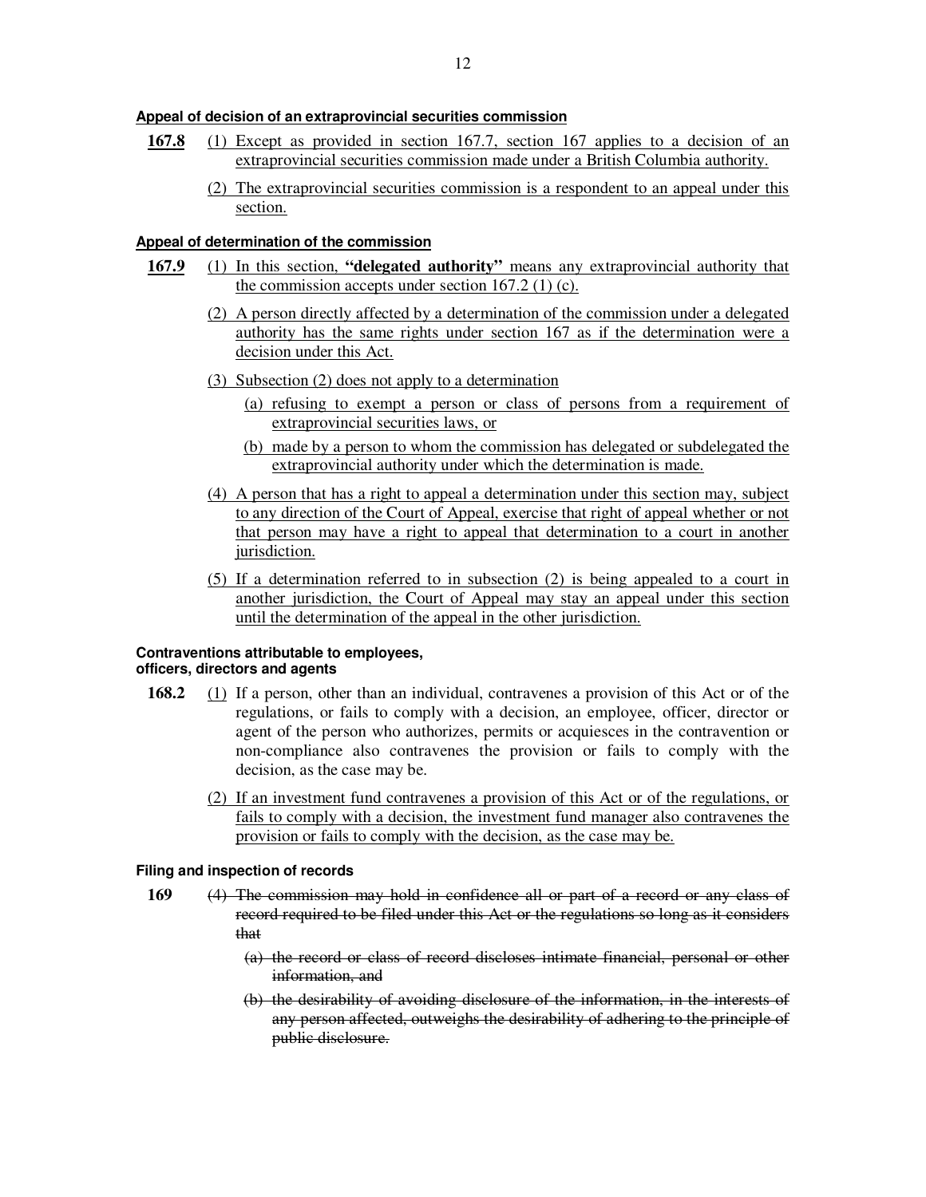**Appeal of decision of an extraprovincial securities commission**

<u>**167.8**</u> <u>(1) Except as provided in section 167.7, section 167 applies to a decision of an extraprovincial securities commission made under a British Columbia authority.</u>

<u>(2) The extraprovincial securities commission is a respondent to an appeal under this section.</u>

**Appeal of determination of the commission**

<u>**167.9**</u> <u>(1) In this section, **"delegated authority"** means any extraprovincial authority that the commission accepts under section 167.2 (1) (c).</u>

<u>(2) A person directly affected by a determination of the commission under a delegated authority has the same rights under section 167 as if the determination were a decision under this Act.</u>

<u>(3) Subsection (2) does not apply to a determination</u>

<u>(a) refusing to exempt a person or class of persons from a requirement of extraprovincial securities laws, or</u>

<u>(b) made by a person to whom the commission has delegated or subdelegated the extraprovincial authority under which the determination is made.</u>

<u>(4) A person that has a right to appeal a determination under this section may, subject to any direction of the Court of Appeal, exercise that right of appeal whether or not that person may have a right to appeal that determination to a court in another jurisdiction.</u>

<u>(5) If a determination referred to in subsection (2) is being appealed to a court in another jurisdiction, the Court of Appeal may stay an appeal under this section until the determination of the appeal in the other jurisdiction.</u>

**Contraventions attributable to employees, officers, directors and agents**

**168.2** <u>(1)</u> If a person, other than an individual, contravenes a provision of this Act or of the regulations, or fails to comply with a decision, an employee, officer, director or agent of the person who authorizes, permits or acquiesces in the contravention or non-compliance also contravenes the provision or fails to comply with the decision, as the case may be.

<u>(2) If an investment fund contravenes a provision of this Act or of the regulations, or fails to comply with a decision, the investment fund manager also contravenes the provision or fails to comply with the decision, as the case may be.</u>

**Filing and inspection of records**

**169** ~~(4) The commission may hold in confidence all or part of a record or any class of record required to be filed under this Act or the regulations so long as it considers that~~

~~(a) the record or class of record discloses intimate financial, personal or other information, and~~

~~(b) the desirability of avoiding disclosure of the information, in the interests of any person affected, outweighs the desirability of adhering to the principle of public disclosure.~~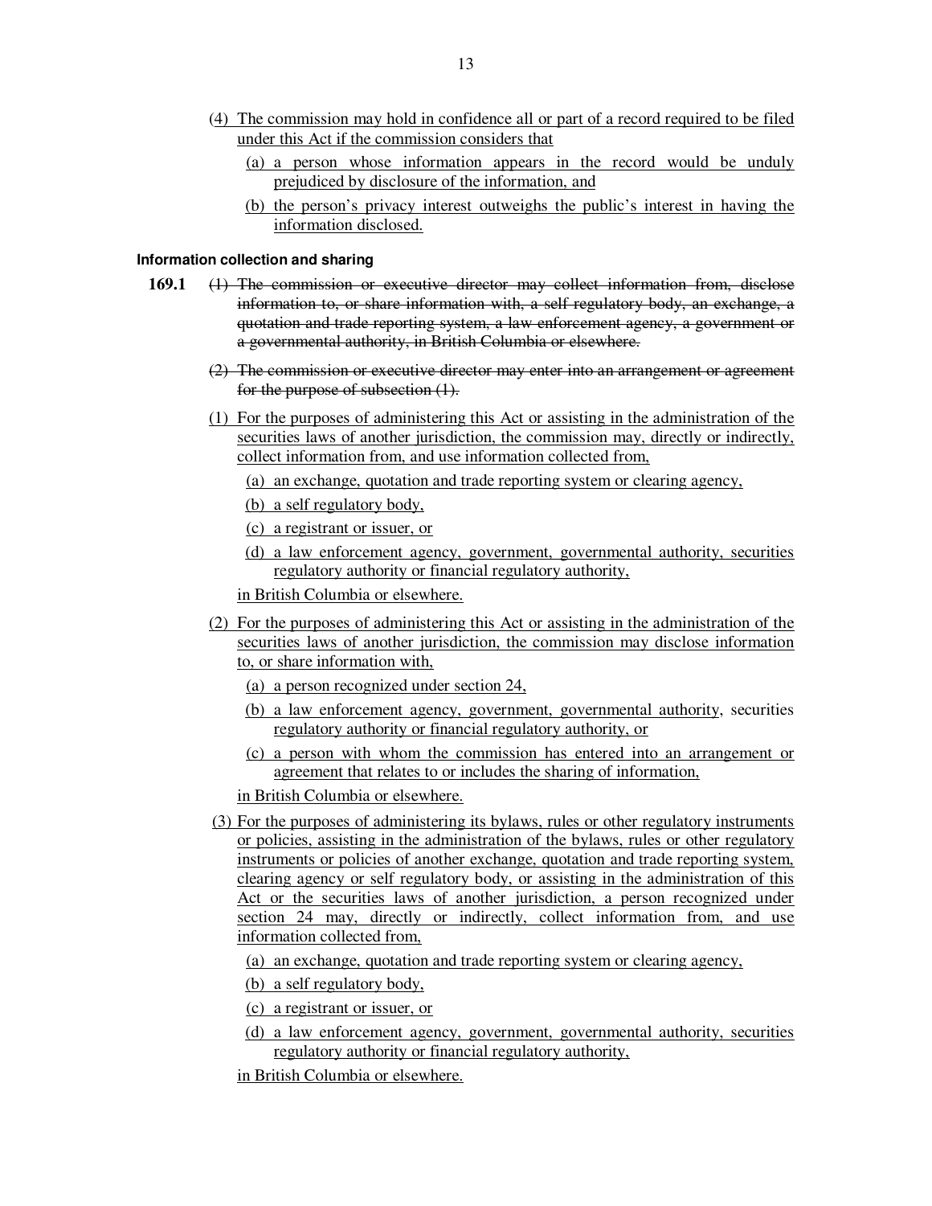(4) The commission may hold in confidence all or part of a record required to be filed under this Act if the commission considers that

(a) a person whose information appears in the record would be unduly prejudiced by disclosure of the information, and

(b) the person's privacy interest outweighs the public's interest in having the information disclosed.

**Information collection and sharing**

**169.1** ~~(1) The commission or executive director may collect information from, disclose information to, or share information with, a self regulatory body, an exchange, a quotation and trade reporting system, a law enforcement agency, a government or a governmental authority, in British Columbia or elsewhere.~~

~~(2) The commission or executive director may enter into an arrangement or agreement for the purpose of subsection (1).~~

(1) For the purposes of administering this Act or assisting in the administration of the securities laws of another jurisdiction, the commission may, directly or indirectly, collect information from, and use information collected from,

(a) an exchange, quotation and trade reporting system or clearing agency,

(b) a self regulatory body,

(c) a registrant or issuer, or

(d) a law enforcement agency, government, governmental authority, securities regulatory authority or financial regulatory authority,

in British Columbia or elsewhere.

(2) For the purposes of administering this Act or assisting in the administration of the securities laws of another jurisdiction, the commission may disclose information to, or share information with,

(a) a person recognized under section 24,

(b) a law enforcement agency, government, governmental authority, securities regulatory authority or financial regulatory authority, or

(c) a person with whom the commission has entered into an arrangement or agreement that relates to or includes the sharing of information,

in British Columbia or elsewhere.

(3) For the purposes of administering its bylaws, rules or other regulatory instruments or policies, assisting in the administration of the bylaws, rules or other regulatory instruments or policies of another exchange, quotation and trade reporting system, clearing agency or self regulatory body, or assisting in the administration of this Act or the securities laws of another jurisdiction, a person recognized under section 24 may, directly or indirectly, collect information from, and use information collected from,

(a) an exchange, quotation and trade reporting system or clearing agency,

(b) a self regulatory body,

(c) a registrant or issuer, or

(d) a law enforcement agency, government, governmental authority, securities regulatory authority or financial regulatory authority,

in British Columbia or elsewhere.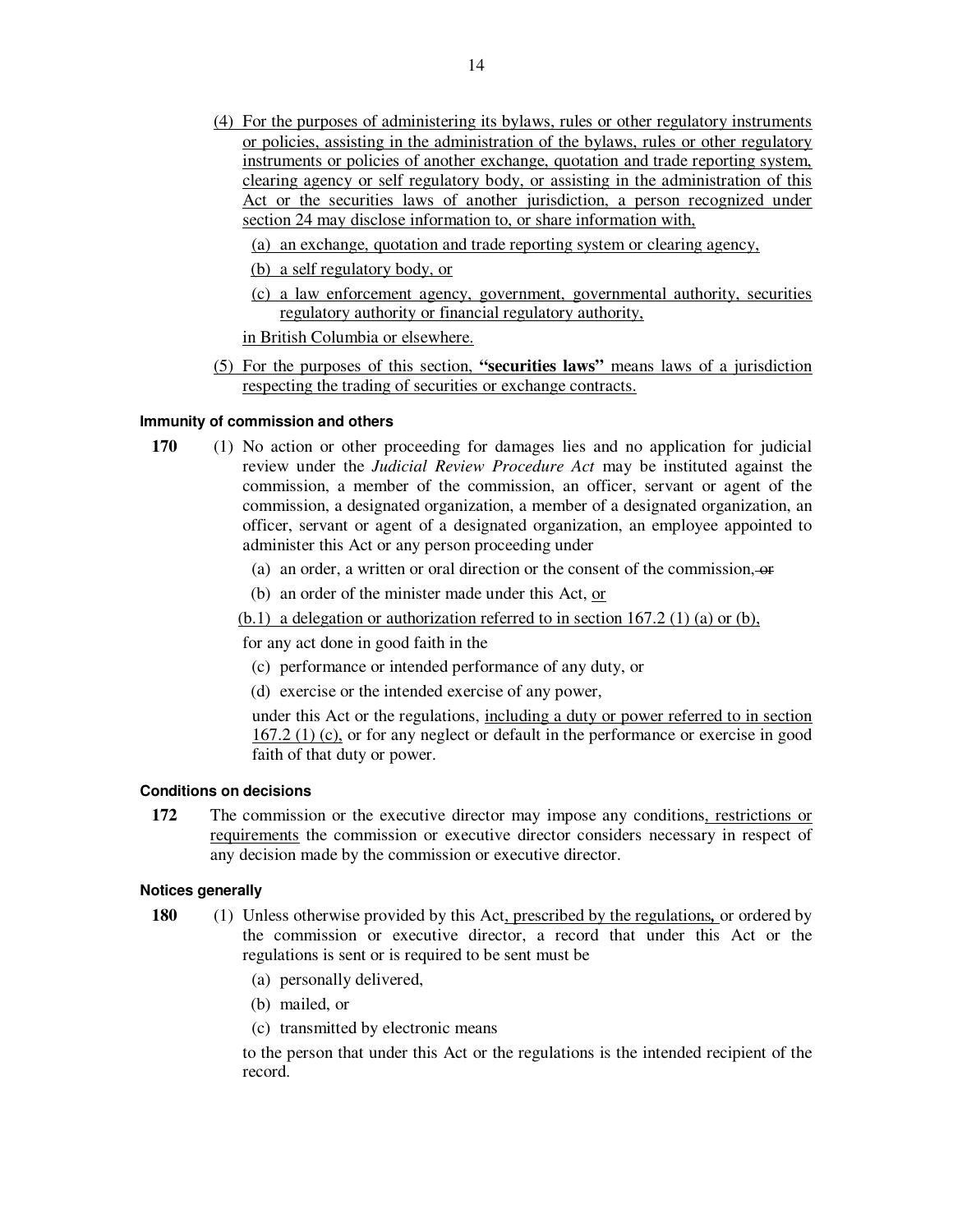(4) For the purposes of administering its bylaws, rules or other regulatory instruments or policies, assisting in the administration of the bylaws, rules or other regulatory instruments or policies of another exchange, quotation and trade reporting system, clearing agency or self regulatory body, or assisting in the administration of this Act or the securities laws of another jurisdiction, a person recognized under section 24 may disclose information to, or share information with,

(a) an exchange, quotation and trade reporting system or clearing agency,

(b) a self regulatory body, or

(c) a law enforcement agency, government, governmental authority, securities regulatory authority or financial regulatory authority,

in British Columbia or elsewhere.

(5) For the purposes of this section, **"securities laws"** means laws of a jurisdiction respecting the trading of securities or exchange contracts.

#### Immunity of commission and others

**170** (1) No action or other proceeding for damages lies and no application for judicial review under the *Judicial Review Procedure Act* may be instituted against the commission, a member of the commission, an officer, servant or agent of the commission, a designated organization, a member of a designated organization, an officer, servant or agent of a designated organization, an employee appointed to administer this Act or any person proceeding under

(a) an order, a written or oral direction or the consent of the commission, ~~or~~

(b) an order of the minister made under this Act, or

(b.1) a delegation or authorization referred to in section 167.2 (1) (a) or (b),

for any act done in good faith in the

(c) performance or intended performance of any duty, or

(d) exercise or the intended exercise of any power,

under this Act or the regulations, including a duty or power referred to in section 167.2 (1) (c), or for any neglect or default in the performance or exercise in good faith of that duty or power.

#### Conditions on decisions

**172** The commission or the executive director may impose any conditions, restrictions or requirements the commission or executive director considers necessary in respect of any decision made by the commission or executive director.

#### Notices generally

**180** (1) Unless otherwise provided by this Act, prescribed by the regulations, or ordered by the commission or executive director, a record that under this Act or the regulations is sent or is required to be sent must be

(a) personally delivered,

(b) mailed, or

(c) transmitted by electronic means

to the person that under this Act or the regulations is the intended recipient of the record.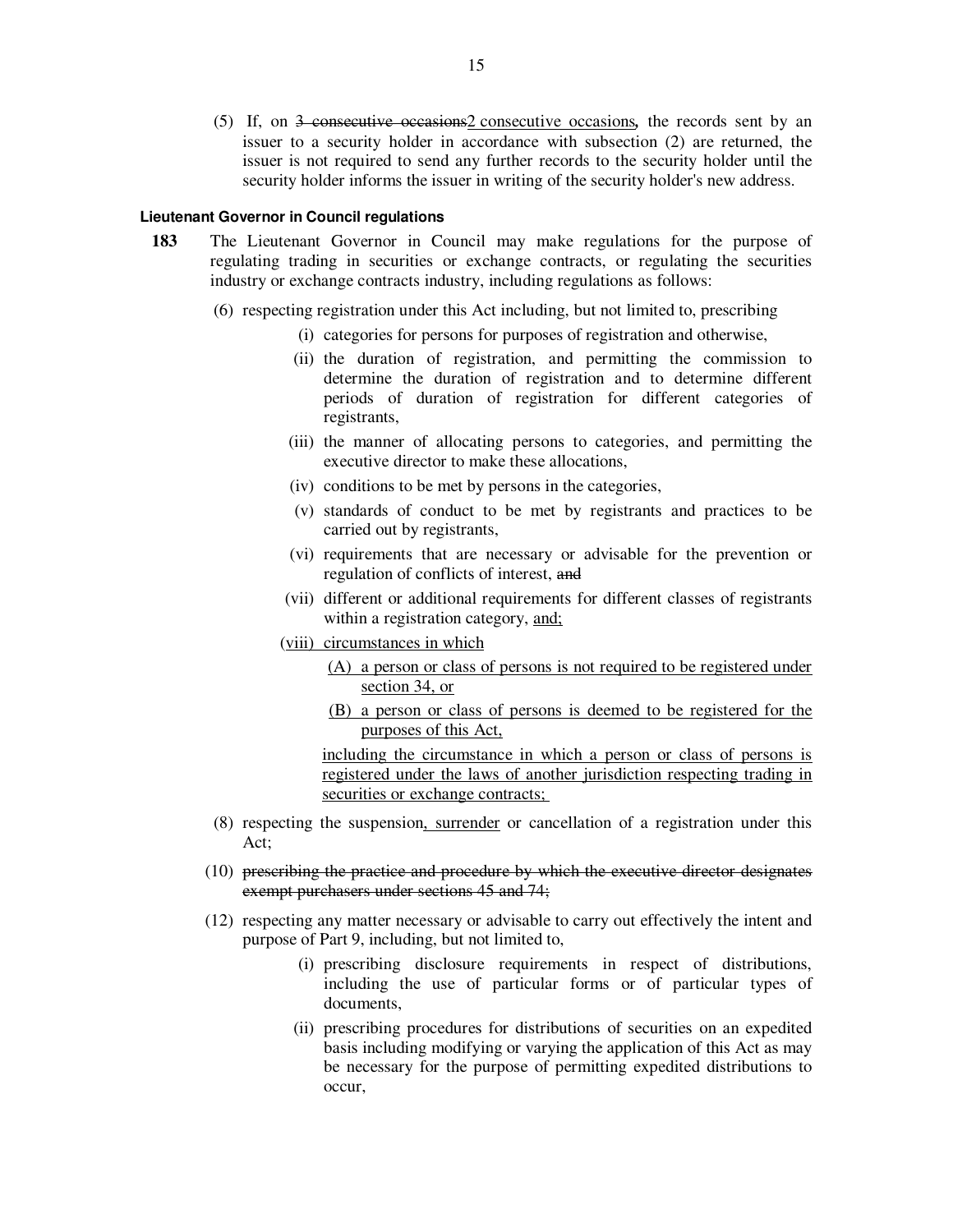(5) If, on ~~3 consecutive occasions~~2 consecutive occasions, the records sent by an issuer to a security holder in accordance with subsection (2) are returned, the issuer is not required to send any further records to the security holder until the security holder informs the issuer in writing of the security holder's new address.

**Lieutenant Governor in Council regulations**

**183** The Lieutenant Governor in Council may make regulations for the purpose of regulating trading in securities or exchange contracts, or regulating the securities industry or exchange contracts industry, including regulations as follows:

(6) respecting registration under this Act including, but not limited to, prescribing

(i) categories for persons for purposes of registration and otherwise,

(ii) the duration of registration, and permitting the commission to determine the duration of registration and to determine different periods of duration of registration for different categories of registrants,

(iii) the manner of allocating persons to categories, and permitting the executive director to make these allocations,

(iv) conditions to be met by persons in the categories,

(v) standards of conduct to be met by registrants and practices to be carried out by registrants,

(vi) requirements that are necessary or advisable for the prevention or regulation of conflicts of interest, ~~and~~

(vii) different or additional requirements for different classes of registrants within a registration category, <u>and;</u>

<u>(viii) circumstances in which</u>

<u>(A) a person or class of persons is not required to be registered under section 34, or</u>

<u>(B) a person or class of persons is deemed to be registered for the purposes of this Act,</u>

<u>including the circumstance in which a person or class of persons is registered under the laws of another jurisdiction respecting trading in securities or exchange contracts;</u>

(8) respecting the suspension<u>, surrender</u> or cancellation of a registration under this Act;

(10) ~~prescribing the practice and procedure by which the executive director designates exempt purchasers under sections 45 and 74;~~

(12) respecting any matter necessary or advisable to carry out effectively the intent and purpose of Part 9, including, but not limited to,

(i) prescribing disclosure requirements in respect of distributions, including the use of particular forms or of particular types of documents,

(ii) prescribing procedures for distributions of securities on an expedited basis including modifying or varying the application of this Act as may be necessary for the purpose of permitting expedited distributions to occur,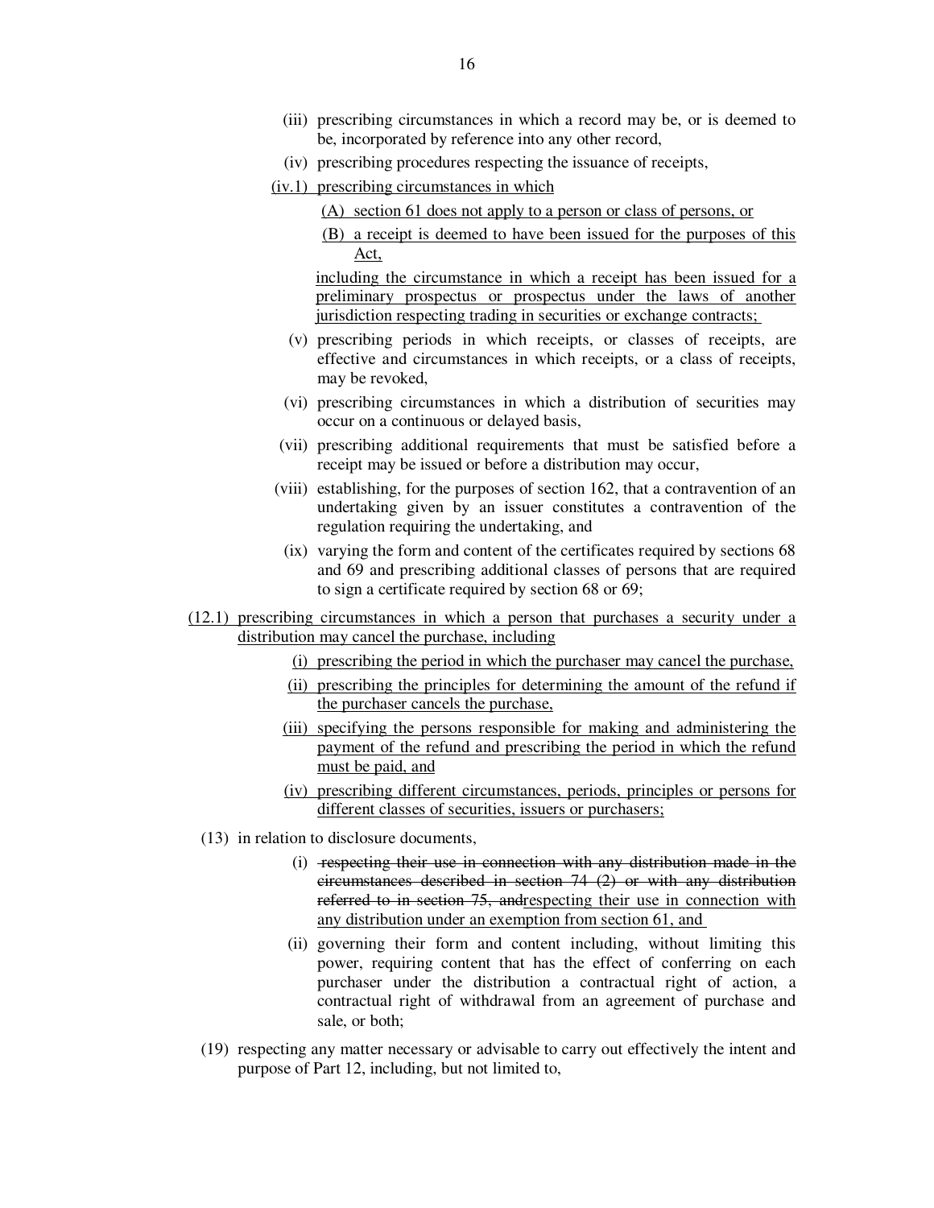(iii) prescribing circumstances in which a record may be, or is deemed to be, incorporated by reference into any other record,

(iv) prescribing procedures respecting the issuance of receipts,

<u>(iv.1) prescribing circumstances in which</u>

<u>(A) section 61 does not apply to a person or class of persons, or</u>

<u>(B) a receipt is deemed to have been issued for the purposes of this Act,</u>

<u>including the circumstance in which a receipt has been issued for a preliminary prospectus or prospectus under the laws of another jurisdiction respecting trading in securities or exchange contracts;</u>

(v) prescribing periods in which receipts, or classes of receipts, are effective and circumstances in which receipts, or a class of receipts, may be revoked,

(vi) prescribing circumstances in which a distribution of securities may occur on a continuous or delayed basis,

(vii) prescribing additional requirements that must be satisfied before a receipt may be issued or before a distribution may occur,

(viii) establishing, for the purposes of section 162, that a contravention of an undertaking given by an issuer constitutes a contravention of the regulation requiring the undertaking, and

(ix) varying the form and content of the certificates required by sections 68 and 69 and prescribing additional classes of persons that are required to sign a certificate required by section 68 or 69;

<u>(12.1) prescribing circumstances in which a person that purchases a security under a distribution may cancel the purchase, including</u>

<u>(i) prescribing the period in which the purchaser may cancel the purchase,</u>

<u>(ii) prescribing the principles for determining the amount of the refund if the purchaser cancels the purchase,</u>

<u>(iii) specifying the persons responsible for making and administering the payment of the refund and prescribing the period in which the refund must be paid, and</u>

<u>(iv) prescribing different circumstances, periods, principles or persons for different classes of securities, issuers or purchasers;</u>

(13) in relation to disclosure documents,

(i) ~~respecting their use in connection with any distribution made in the circumstances described in section 74 (2) or with any distribution referred to in section 75, and~~<u>respecting their use in connection with any distribution under an exemption from section 61, and</u>

(ii) governing their form and content including, without limiting this power, requiring content that has the effect of conferring on each purchaser under the distribution a contractual right of action, a contractual right of withdrawal from an agreement of purchase and sale, or both;

(19) respecting any matter necessary or advisable to carry out effectively the intent and purpose of Part 12, including, but not limited to,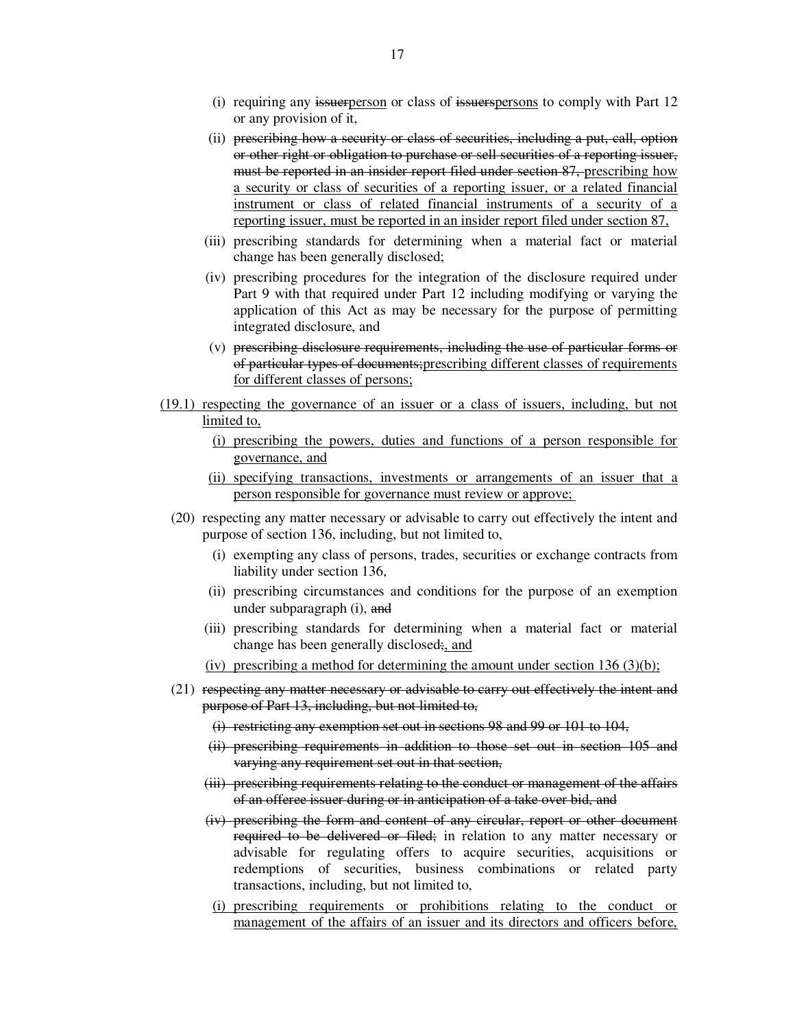(i) requiring any ~~issuer~~<u>person</u> or class of ~~issuers~~<u>persons</u> to comply with Part 12 or any provision of it,

(ii) ~~prescribing how a security or class of securities, including a put, call, option or other right or obligation to purchase or sell securities of a reporting issuer, must be reported in an insider report filed under section 87,~~ <u>prescribing how a security or class of securities of a reporting issuer, or a related financial instrument or class of related financial instruments of a security of a reporting issuer, must be reported in an insider report filed under section 87,</u>

(iii) prescribing standards for determining when a material fact or material change has been generally disclosed;

(iv) prescribing procedures for the integration of the disclosure required under Part 9 with that required under Part 12 including modifying or varying the application of this Act as may be necessary for the purpose of permitting integrated disclosure, and

(v) ~~prescribing disclosure requirements, including the use of particular forms or of particular types of documents;~~<u>prescribing different classes of requirements for different classes of persons;</u>

<u>(19.1) respecting the governance of an issuer or a class of issuers, including, but not limited to,</u>

<u>(i) prescribing the powers, duties and functions of a person responsible for governance, and</u>

<u>(ii) specifying transactions, investments or arrangements of an issuer that a person responsible for governance must review or approve;</u>

(20) respecting any matter necessary or advisable to carry out effectively the intent and purpose of section 136, including, but not limited to,

(i) exempting any class of persons, trades, securities or exchange contracts from liability under section 136,

(ii) prescribing circumstances and conditions for the purpose of an exemption under subparagraph (i), ~~and~~

(iii) prescribing standards for determining when a material fact or material change has been generally disclosed~~;~~<u>, and</u>

<u>(iv) prescribing a method for determining the amount under section 136 (3)(b);</u>

(21) ~~respecting any matter necessary or advisable to carry out effectively the intent and purpose of Part 13, including, but not limited to,~~

~~(i) restricting any exemption set out in sections 98 and 99 or 101 to 104,~~

~~(ii) prescribing requirements in addition to those set out in section 105 and varying any requirement set out in that section,~~

~~(iii) prescribing requirements relating to the conduct or management of the affairs of an offeree issuer during or in anticipation of a take over bid, and~~

~~(iv) prescribing the form and content of any circular, report or other document required to be delivered or filed;~~ in relation to any matter necessary or advisable for regulating offers to acquire securities, acquisitions or redemptions of securities, business combinations or related party transactions, including, but not limited to,

<u>(i) prescribing requirements or prohibitions relating to the conduct or management of the affairs of an issuer and its directors and officers before,</u>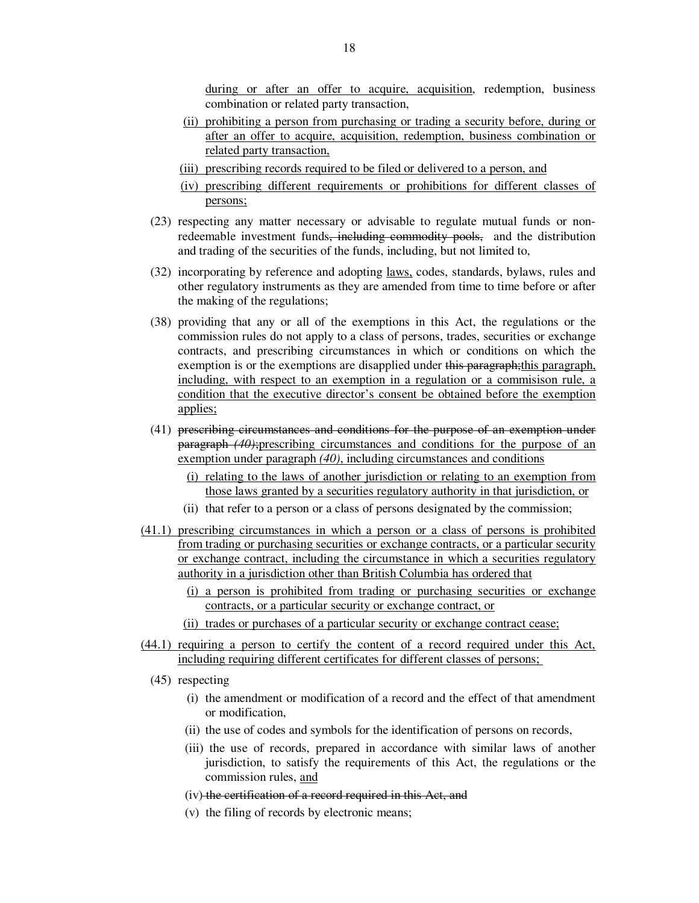during or after an offer to acquire, acquisition, redemption, business combination or related party transaction,

(ii) prohibiting a person from purchasing or trading a security before, during or after an offer to acquire, acquisition, redemption, business combination or related party transaction,

(iii) prescribing records required to be filed or delivered to a person, and

(iv) prescribing different requirements or prohibitions for different classes of persons;

(23) respecting any matter necessary or advisable to regulate mutual funds or non-redeemable investment funds~~, including commodity pools,~~ and the distribution and trading of the securities of the funds, including, but not limited to,

(32) incorporating by reference and adopting laws, codes, standards, bylaws, rules and other regulatory instruments as they are amended from time to time before or after the making of the regulations;

(38) providing that any or all of the exemptions in this Act, the regulations or the commission rules do not apply to a class of persons, trades, securities or exchange contracts, and prescribing circumstances in which or conditions on which the exemption is or the exemptions are disapplied under ~~this paragraph;~~this paragraph, including, with respect to an exemption in a regulation or a commisison rule, a condition that the executive director's consent be obtained before the exemption applies;

(41) ~~prescribing circumstances and conditions for the purpose of an exemption under paragraph *(40)*;~~prescribing circumstances and conditions for the purpose of an exemption under paragraph *(40)*, including circumstances and conditions

(i) relating to the laws of another jurisdiction or relating to an exemption from those laws granted by a securities regulatory authority in that jurisdiction, or

(ii) that refer to a person or a class of persons designated by the commission;

(41.1) prescribing circumstances in which a person or a class of persons is prohibited from trading or purchasing securities or exchange contracts, or a particular security or exchange contract, including the circumstance in which a securities regulatory authority in a jurisdiction other than British Columbia has ordered that

(i) a person is prohibited from trading or purchasing securities or exchange contracts, or a particular security or exchange contract, or

(ii) trades or purchases of a particular security or exchange contract cease;

(44.1) requiring a person to certify the content of a record required under this Act, including requiring different certificates for different classes of persons;

(45) respecting

(i) the amendment or modification of a record and the effect of that amendment or modification,

(ii) the use of codes and symbols for the identification of persons on records,

(iii) the use of records, prepared in accordance with similar laws of another jurisdiction, to satisfy the requirements of this Act, the regulations or the commission rules, and

(iv) ~~the certification of a record required in this Act, and~~

(v) the filing of records by electronic means;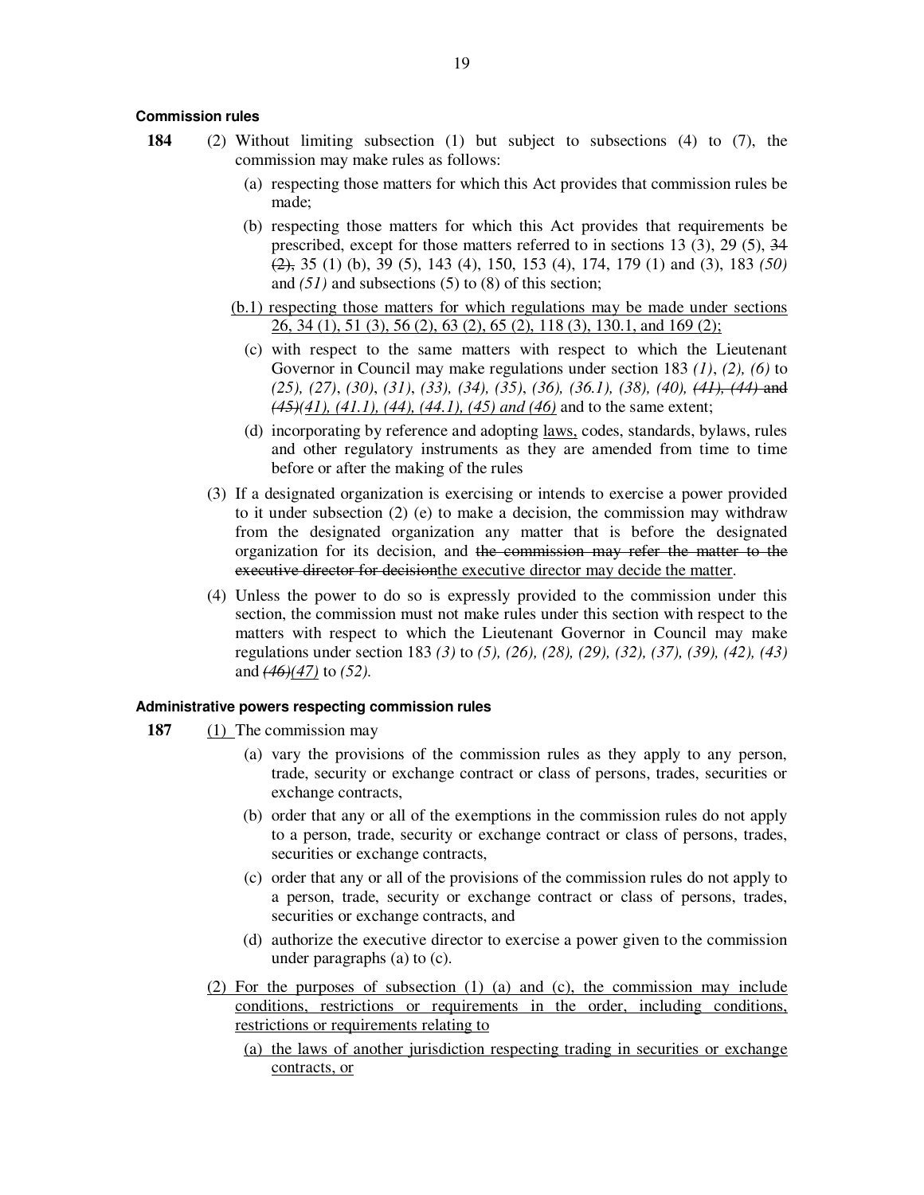**Commission rules**

**184** (2) Without limiting subsection (1) but subject to subsections (4) to (7), the commission may make rules as follows:

(a) respecting those matters for which this Act provides that commission rules be made;

(b) respecting those matters for which this Act provides that requirements be prescribed, except for those matters referred to in sections 13 (3), 29 (5), ~~34 (2),~~ 35 (1) (b), 39 (5), 143 (4), 150, 153 (4), 174, 179 (1) and (3), 183 *(50)* and *(51)* and subsections (5) to (8) of this section;

<u>(b.1) respecting those matters for which regulations may be made under sections 26, 34 (1), 51 (3), 56 (2), 63 (2), 65 (2), 118 (3), 130.1, and 169 (2);</u>

(c) with respect to the same matters with respect to which the Lieutenant Governor in Council may make regulations under section 183 *(1)*, *(2), (6)* to *(25), (27)*, *(30)*, *(31)*, *(33), (34), (35)*, *(36), (36.1), (38), (40),* ~~*(41), (44)* and *(45)*~~<u>*(41), (41.1), (44), (44.1), (45) and (46)*</u> and to the same extent;

(d) incorporating by reference and adopting <u>laws,</u> codes, standards, bylaws, rules and other regulatory instruments as they are amended from time to time before or after the making of the rules

(3) If a designated organization is exercising or intends to exercise a power provided to it under subsection (2) (e) to make a decision, the commission may withdraw from the designated organization any matter that is before the designated organization for its decision, and ~~the commission may refer the matter to the executive director for decision~~<u>the executive director may decide the matter</u>.

(4) Unless the power to do so is expressly provided to the commission under this section, the commission must not make rules under this section with respect to the matters with respect to which the Lieutenant Governor in Council may make regulations under section 183 *(3)* to *(5), (26), (28), (29), (32), (37), (39), (42), (43)* and ~~*(46)*~~<u>*(47)*</u> to *(52).*

**Administrative powers respecting commission rules**

**187** <u>(1)</u> The commission may

(a) vary the provisions of the commission rules as they apply to any person, trade, security or exchange contract or class of persons, trades, securities or exchange contracts,

(b) order that any or all of the exemptions in the commission rules do not apply to a person, trade, security or exchange contract or class of persons, trades, securities or exchange contracts,

(c) order that any or all of the provisions of the commission rules do not apply to a person, trade, security or exchange contract or class of persons, trades, securities or exchange contracts, and

(d) authorize the executive director to exercise a power given to the commission under paragraphs (a) to (c).

<u>(2) For the purposes of subsection (1) (a) and (c), the commission may include conditions, restrictions or requirements in the order, including conditions, restrictions or requirements relating to</u>

<u>(a) the laws of another jurisdiction respecting trading in securities or exchange contracts, or</u>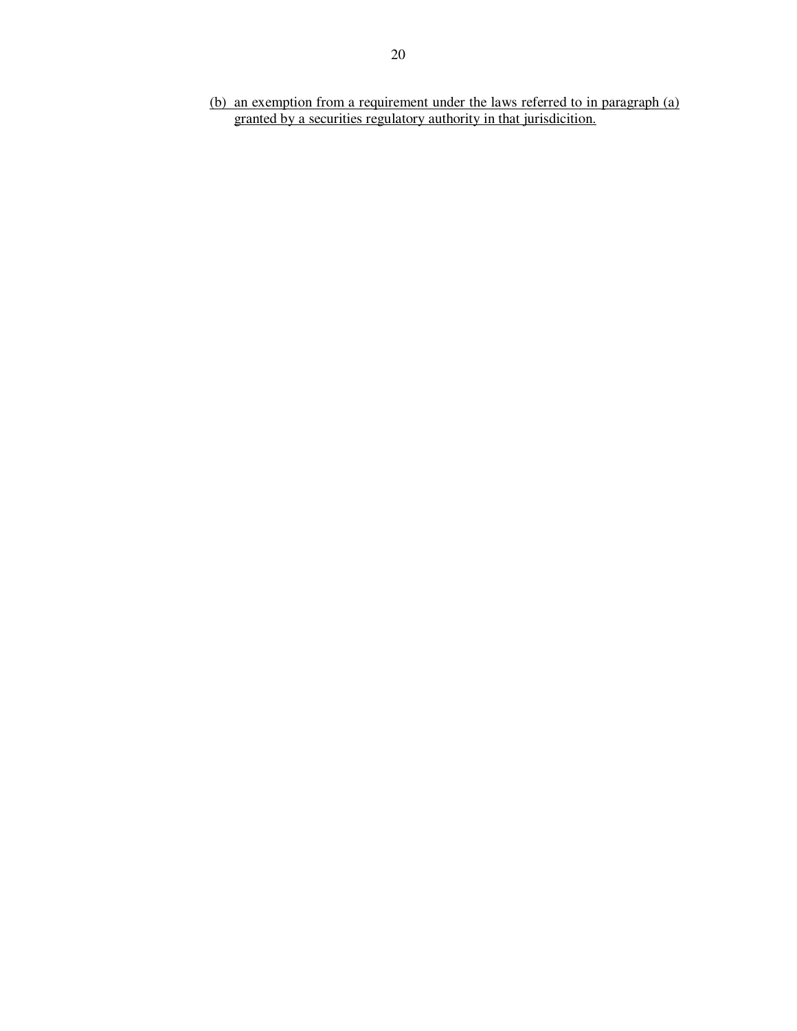(b) an exemption from a requirement under the laws referred to in paragraph (a) granted by a securities regulatory authority in that jurisdicition.